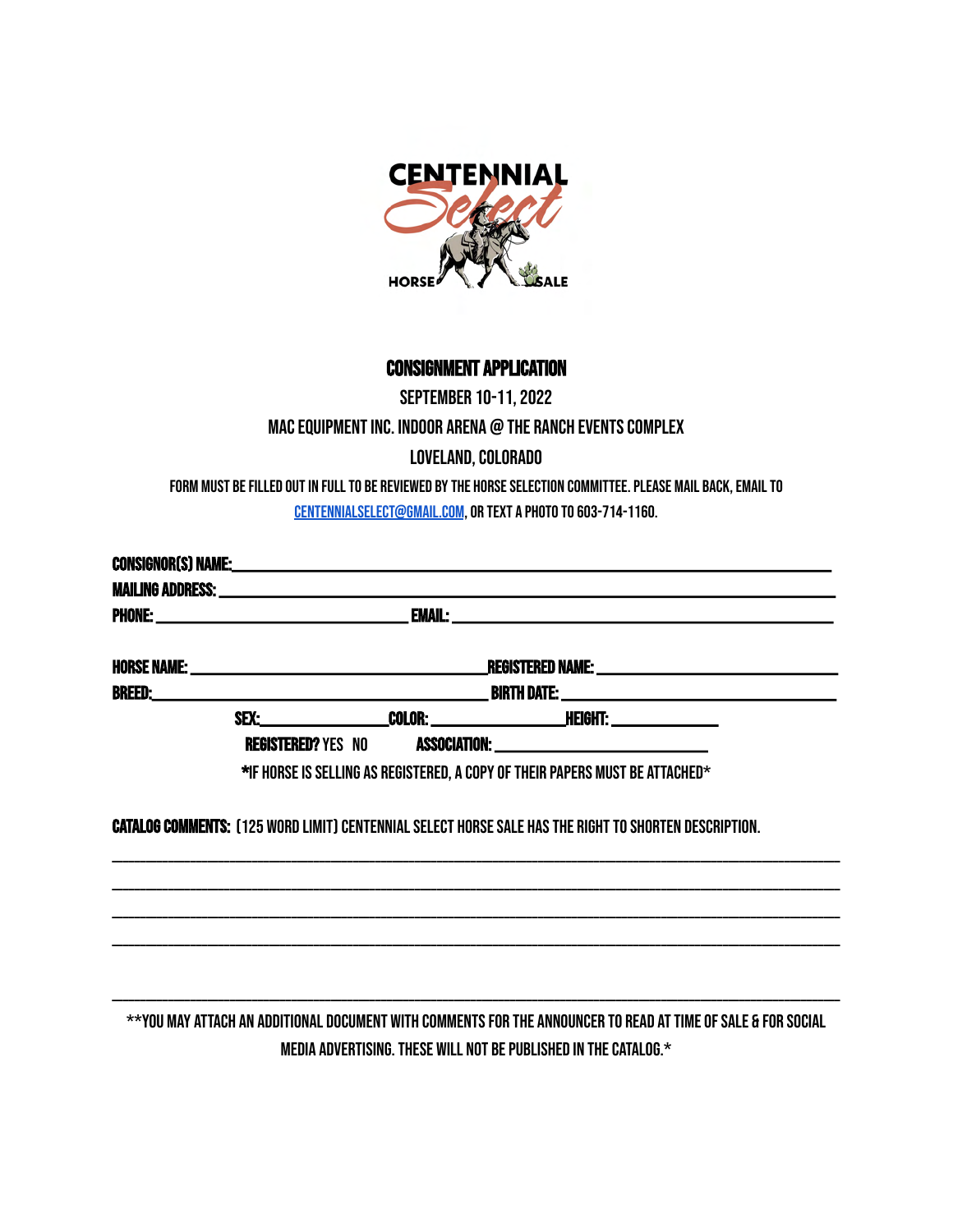# CENTENNIAL Select HORSE SALE

## CONSIGNMENT APPLICATION

SEPTEMBER 10-11, 2022

MAC EQUIPMENT INC. INDOOR ARENA @ THE RANCH EVENTS COMPLEX

LOVELAND, COLORADO

FORM MUST BE FILLED OUT IN FULL TO BE REVIEWED BY THE HORSE SELECTION COMMITTEE. PLEASE MAIL BACK, EMAIL TO CENTENNIALSELECT@GMAIL.COM, OR TEXT A PHOTO TO 603-714-1160.

**CONSIGNOR(S) NAME:** ______________________________________________

**MAILING ADDRESS:** ______________________________________________

**PHONE:** ____________________ **EMAIL:** ____________________________

**HORSE NAME:** ______________________ **REGISTERED NAME:** ______________________

**BREED:** ______________________ **BIRTH DATE:** ______________________

**SEX:** __________ **COLOR:** __________ **HEIGHT:** __________

**REGISTERED?** YES NO **ASSOCIATION:** ______________________

*IF HORSE IS SELLING AS REGISTERED, A COPY OF THEIR PAPERS MUST BE ATTACHED*

**CATALOG COMMENTS:** (125 WORD LIMIT) CENTENNIAL SELECT HORSE SALE HAS THE RIGHT TO SHORTEN DESCRIPTION.

______________________________________________________________________

______________________________________________________________________

______________________________________________________________________

______________________________________________________________________

______________________________________________________________________

**YOU MAY ATTACH AN ADDITIONAL DOCUMENT WITH COMMENTS FOR THE ANNOUNCER TO READ AT TIME OF SALE & FOR SOCIAL MEDIA ADVERTISING. THESE WILL NOT BE PUBLISHED IN THE CATALOG.*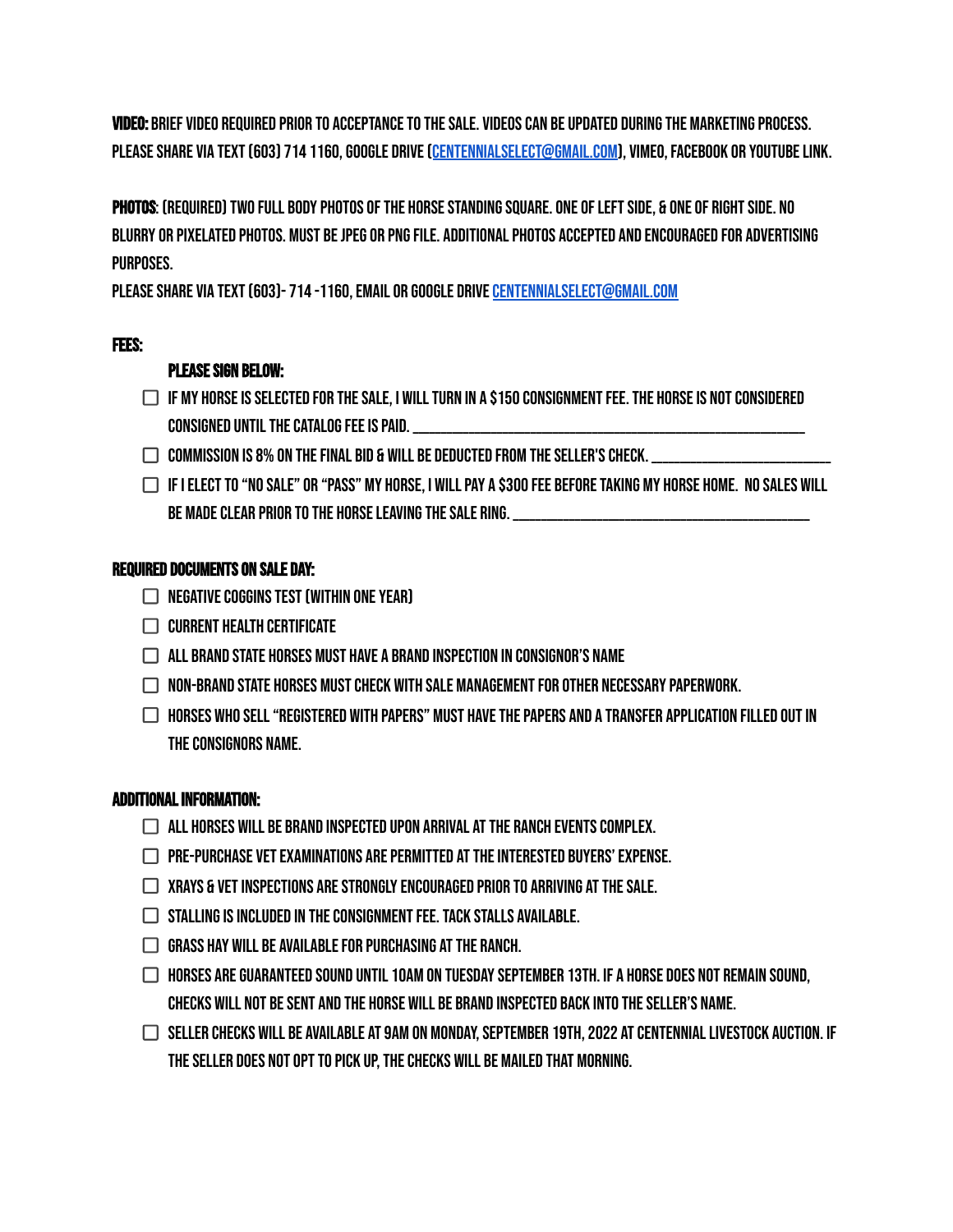**VIDEO:** BRIEF VIDEO REQUIRED PRIOR TO ACCEPTANCE TO THE SALE. VIDEOS CAN BE UPDATED DURING THE MARKETING PROCESS. PLEASE SHARE VIA TEXT (603) 714 1160, GOOGLE DRIVE ([CENTENNIALSELECT@GMAIL.COM](mailto:CENTENNIALSELECT@GMAIL.COM)), VIMEO, FACEBOOK OR YOUTUBE LINK.

**PHOTOS**: (REQUIRED) TWO FULL BODY PHOTOS OF THE HORSE STANDING SQUARE. ONE OF LEFT SIDE, & ONE OF RIGHT SIDE. NO BLURRY OR PIXELATED PHOTOS. MUST BE JPEG OR PNG FILE. ADDITIONAL PHOTOS ACCEPTED AND ENCOURAGED FOR ADVERTISING PURPOSES.
PLEASE SHARE VIA TEXT (603)- 714 -1160, EMAIL OR GOOGLE DRIVE [CENTENNIALSELECT@GMAIL.COM](mailto:CENTENNIALSELECT@GMAIL.COM)

## FEES:

### PLEASE SIGN BELOW:

- ☐ IF MY HORSE IS SELECTED FOR THE SALE, I WILL TURN IN A $150 CONSIGNMENT FEE. THE HORSE IS NOT CONSIDERED CONSIGNED UNTIL THE CATALOG FEE IS PAID. ______________________________
- ☐ COMMISSION IS 8% ON THE FINAL BID & WILL BE DEDUCTED FROM THE SELLER'S CHECK. ______________________________
- ☐ IF I ELECT TO "NO SALE" OR "PASS" MY HORSE, I WILL PAY A $300 FEE BEFORE TAKING MY HORSE HOME. NO SALES WILL BE MADE CLEAR PRIOR TO THE HORSE LEAVING THE SALE RING. ______________________________

## REQUIRED DOCUMENTS ON SALE DAY:

- ☐ NEGATIVE COGGINS TEST (WITHIN ONE YEAR)
- ☐ CURRENT HEALTH CERTIFICATE
- ☐ ALL BRAND STATE HORSES MUST HAVE A BRAND INSPECTION IN CONSIGNOR'S NAME
- ☐ NON-BRAND STATE HORSES MUST CHECK WITH SALE MANAGEMENT FOR OTHER NECESSARY PAPERWORK.
- ☐ HORSES WHO SELL "REGISTERED WITH PAPERS" MUST HAVE THE PAPERS AND A TRANSFER APPLICATION FILLED OUT IN THE CONSIGNORS NAME.

## ADDITIONAL INFORMATION:

- ☐ ALL HORSES WILL BE BRAND INSPECTED UPON ARRIVAL AT THE RANCH EVENTS COMPLEX.
- ☐ PRE-PURCHASE VET EXAMINATIONS ARE PERMITTED AT THE INTERESTED BUYERS' EXPENSE.
- ☐ XRAYS & VET INSPECTIONS ARE STRONGLY ENCOURAGED PRIOR TO ARRIVING AT THE SALE.
- ☐ STALLING IS INCLUDED IN THE CONSIGNMENT FEE. TACK STALLS AVAILABLE.
- ☐ GRASS HAY WILL BE AVAILABLE FOR PURCHASING AT THE RANCH.
- ☐ HORSES ARE GUARANTEED SOUND UNTIL 10AM ON TUESDAY SEPTEMBER 13TH. IF A HORSE DOES NOT REMAIN SOUND, CHECKS WILL NOT BE SENT AND THE HORSE WILL BE BRAND INSPECTED BACK INTO THE SELLER'S NAME.
- ☐ SELLER CHECKS WILL BE AVAILABLE AT 9AM ON MONDAY, SEPTEMBER 19TH, 2022 AT CENTENNIAL LIVESTOCK AUCTION. IF THE SELLER DOES NOT OPT TO PICK UP, THE CHECKS WILL BE MAILED THAT MORNING.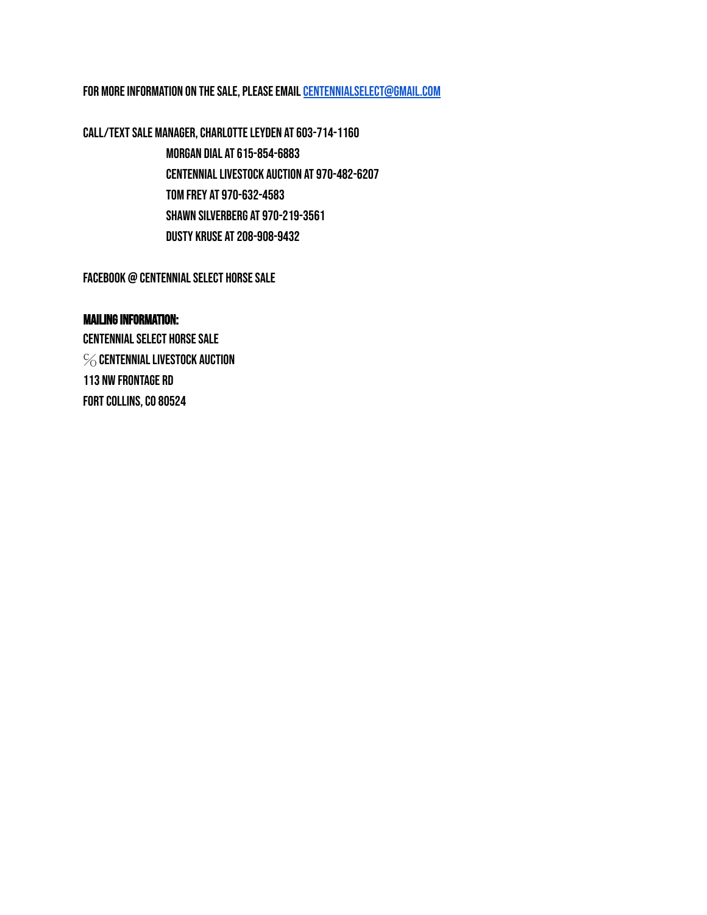FOR MORE INFORMATION ON THE SALE, PLEASE EMAIL CENTENNIALSELECT@GMAIL.COM

CALL/TEXT SALE MANAGER, CHARLOTTE LEYDEN AT 603-714-1160
MORGAN DIAL AT 615-854-6883
CENTENNIAL LIVESTOCK AUCTION AT 970-482-6207
TOM FREY AT 970-632-4583
SHAWN SILVERBERG AT 970-219-3561
DUSTY KRUSE AT 208-908-9432

FACEBOOK @ CENTENNIAL SELECT HORSE SALE

**MAILING INFORMATION:**

CENTENNIAL SELECT HORSE SALE
℅ CENTENNIAL LIVESTOCK AUCTION
113 NW FRONTAGE RD
FORT COLLINS, CO 80524